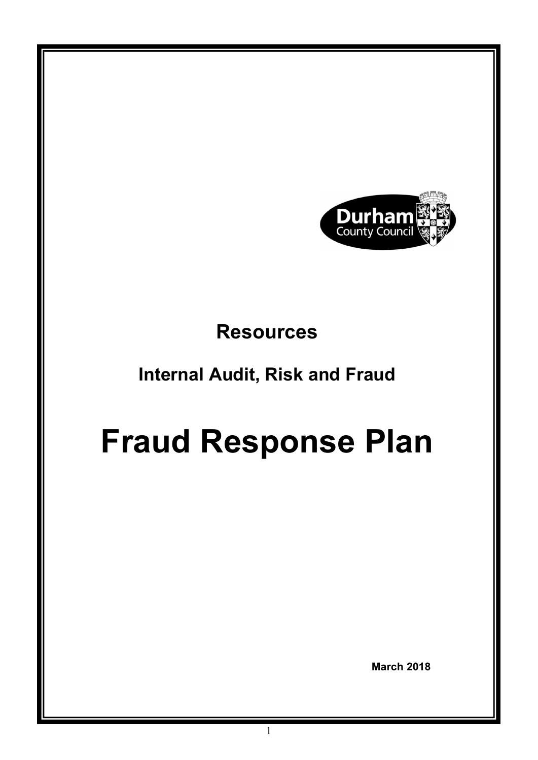Durham County Council

**Resources**

**Internal Audit, Risk and Fraud**

# Fraud Response Plan

**March 2018**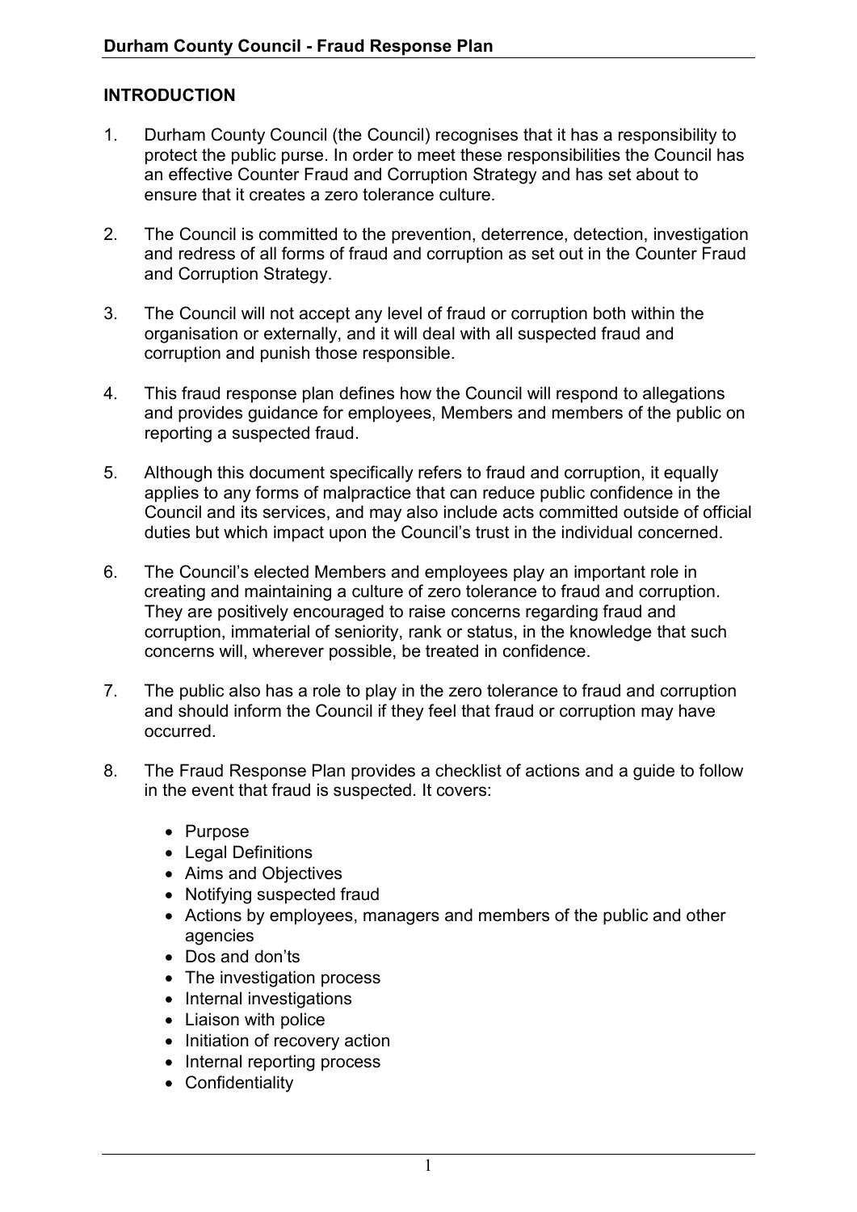## INTRODUCTION

1. Durham County Council (the Council) recognises that it has a responsibility to protect the public purse. In order to meet these responsibilities the Council has an effective Counter Fraud and Corruption Strategy and has set about to ensure that it creates a zero tolerance culture.

2. The Council is committed to the prevention, deterrence, detection, investigation and redress of all forms of fraud and corruption as set out in the Counter Fraud and Corruption Strategy.

3. The Council will not accept any level of fraud or corruption both within the organisation or externally, and it will deal with all suspected fraud and corruption and punish those responsible.

4. This fraud response plan defines how the Council will respond to allegations and provides guidance for employees, Members and members of the public on reporting a suspected fraud.

5. Although this document specifically refers to fraud and corruption, it equally applies to any forms of malpractice that can reduce public confidence in the Council and its services, and may also include acts committed outside of official duties but which impact upon the Council's trust in the individual concerned.

6. The Council's elected Members and employees play an important role in creating and maintaining a culture of zero tolerance to fraud and corruption. They are positively encouraged to raise concerns regarding fraud and corruption, immaterial of seniority, rank or status, in the knowledge that such concerns will, wherever possible, be treated in confidence.

7. The public also has a role to play in the zero tolerance to fraud and corruption and should inform the Council if they feel that fraud or corruption may have occurred.

8. The Fraud Response Plan provides a checklist of actions and a guide to follow in the event that fraud is suspected. It covers:

   - Purpose
   - Legal Definitions
   - Aims and Objectives
   - Notifying suspected fraud
   - Actions by employees, managers and members of the public and other agencies
   - Dos and don'ts
   - The investigation process
   - Internal investigations
   - Liaison with police
   - Initiation of recovery action
   - Internal reporting process
   - Confidentiality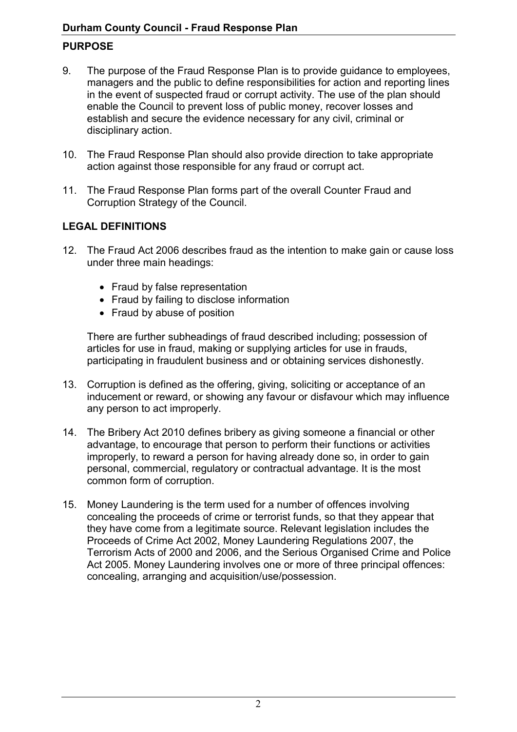## PURPOSE

9. The purpose of the Fraud Response Plan is to provide guidance to employees, managers and the public to define responsibilities for action and reporting lines in the event of suspected fraud or corrupt activity. The use of the plan should enable the Council to prevent loss of public money, recover losses and establish and secure the evidence necessary for any civil, criminal or disciplinary action.

10. The Fraud Response Plan should also provide direction to take appropriate action against those responsible for any fraud or corrupt act.

11. The Fraud Response Plan forms part of the overall Counter Fraud and Corruption Strategy of the Council.

## LEGAL DEFINITIONS

12. The Fraud Act 2006 describes fraud as the intention to make gain or cause loss under three main headings:

    - Fraud by false representation
    - Fraud by failing to disclose information
    - Fraud by abuse of position

    There are further subheadings of fraud described including; possession of articles for use in fraud, making or supplying articles for use in frauds, participating in fraudulent business and or obtaining services dishonestly.

13. Corruption is defined as the offering, giving, soliciting or acceptance of an inducement or reward, or showing any favour or disfavour which may influence any person to act improperly.

14. The Bribery Act 2010 defines bribery as giving someone a financial or other advantage, to encourage that person to perform their functions or activities improperly, to reward a person for having already done so, in order to gain personal, commercial, regulatory or contractual advantage. It is the most common form of corruption.

15. Money Laundering is the term used for a number of offences involving concealing the proceeds of crime or terrorist funds, so that they appear that they have come from a legitimate source. Relevant legislation includes the Proceeds of Crime Act 2002, Money Laundering Regulations 2007, the Terrorism Acts of 2000 and 2006, and the Serious Organised Crime and Police Act 2005. Money Laundering involves one or more of three principal offences: concealing, arranging and acquisition/use/possession.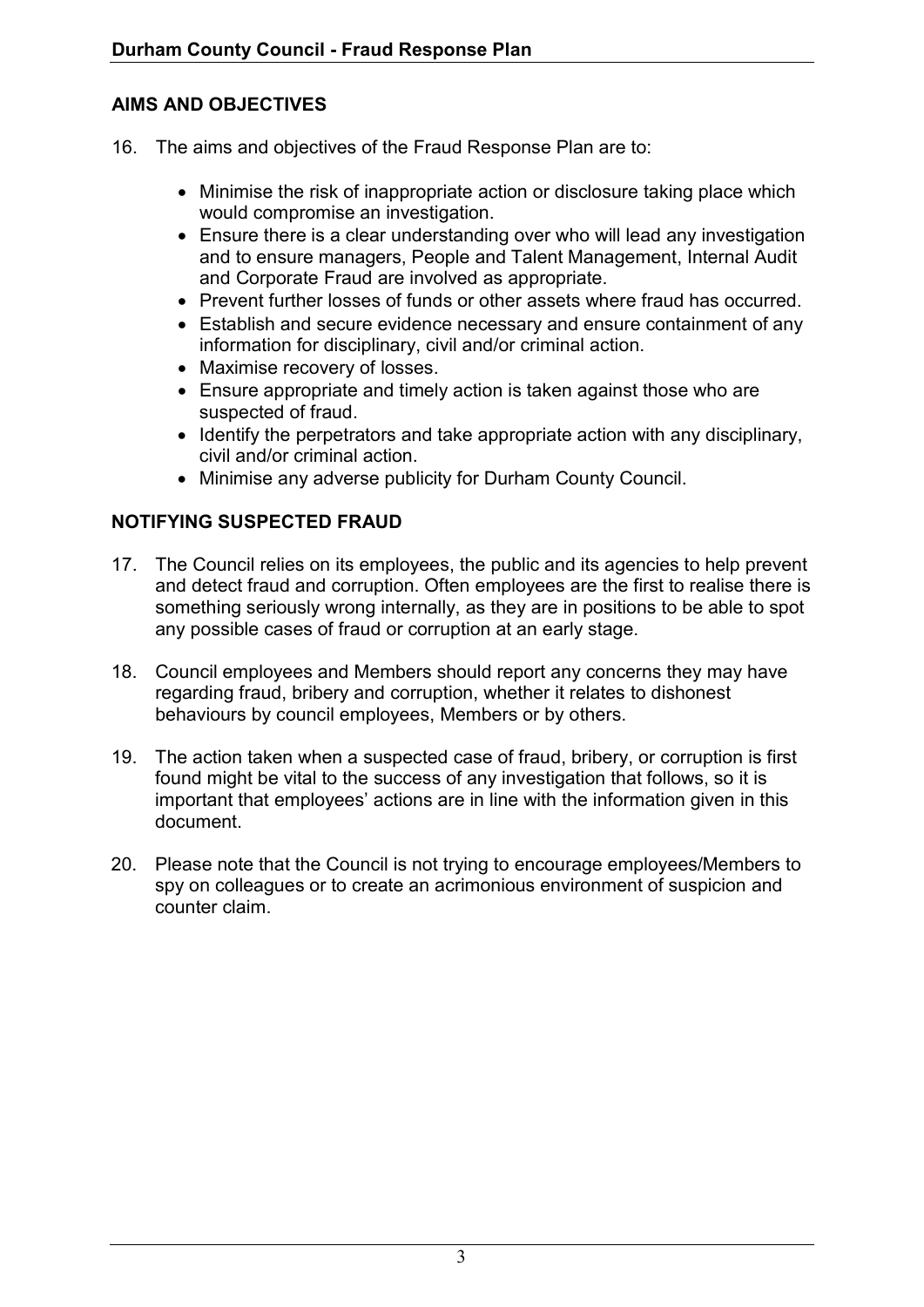## AIMS AND OBJECTIVES

16. The aims and objectives of the Fraud Response Plan are to:

    - Minimise the risk of inappropriate action or disclosure taking place which would compromise an investigation.
    - Ensure there is a clear understanding over who will lead any investigation and to ensure managers, People and Talent Management, Internal Audit and Corporate Fraud are involved as appropriate.
    - Prevent further losses of funds or other assets where fraud has occurred.
    - Establish and secure evidence necessary and ensure containment of any information for disciplinary, civil and/or criminal action.
    - Maximise recovery of losses.
    - Ensure appropriate and timely action is taken against those who are suspected of fraud.
    - Identify the perpetrators and take appropriate action with any disciplinary, civil and/or criminal action.
    - Minimise any adverse publicity for Durham County Council.

## NOTIFYING SUSPECTED FRAUD

17. The Council relies on its employees, the public and its agencies to help prevent and detect fraud and corruption. Often employees are the first to realise there is something seriously wrong internally, as they are in positions to be able to spot any possible cases of fraud or corruption at an early stage.

18. Council employees and Members should report any concerns they may have regarding fraud, bribery and corruption, whether it relates to dishonest behaviours by council employees, Members or by others.

19. The action taken when a suspected case of fraud, bribery, or corruption is first found might be vital to the success of any investigation that follows, so it is important that employees' actions are in line with the information given in this document.

20. Please note that the Council is not trying to encourage employees/Members to spy on colleagues or to create an acrimonious environment of suspicion and counter claim.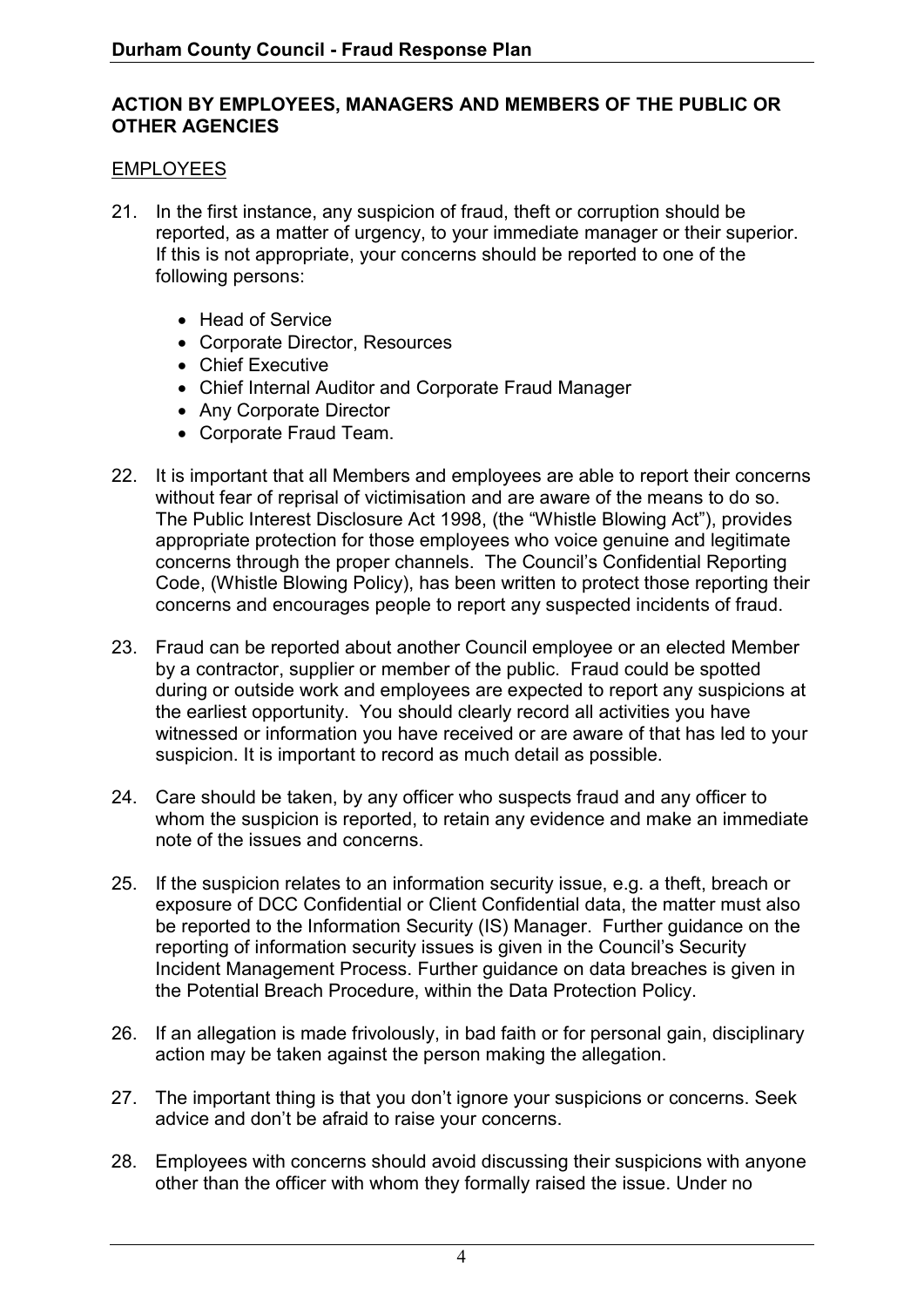## ACTION BY EMPLOYEES, MANAGERS AND MEMBERS OF THE PUBLIC OR OTHER AGENCIES

### EMPLOYEES

21. In the first instance, any suspicion of fraud, theft or corruption should be reported, as a matter of urgency, to your immediate manager or their superior. If this is not appropriate, your concerns should be reported to one of the following persons:

    - Head of Service
    - Corporate Director, Resources
    - Chief Executive
    - Chief Internal Auditor and Corporate Fraud Manager
    - Any Corporate Director
    - Corporate Fraud Team.

22. It is important that all Members and employees are able to report their concerns without fear of reprisal of victimisation and are aware of the means to do so. The Public Interest Disclosure Act 1998, (the "Whistle Blowing Act"), provides appropriate protection for those employees who voice genuine and legitimate concerns through the proper channels. The Council's Confidential Reporting Code, (Whistle Blowing Policy), has been written to protect those reporting their concerns and encourages people to report any suspected incidents of fraud.

23. Fraud can be reported about another Council employee or an elected Member by a contractor, supplier or member of the public. Fraud could be spotted during or outside work and employees are expected to report any suspicions at the earliest opportunity. You should clearly record all activities you have witnessed or information you have received or are aware of that has led to your suspicion. It is important to record as much detail as possible.

24. Care should be taken, by any officer who suspects fraud and any officer to whom the suspicion is reported, to retain any evidence and make an immediate note of the issues and concerns.

25. If the suspicion relates to an information security issue, e.g. a theft, breach or exposure of DCC Confidential or Client Confidential data, the matter must also be reported to the Information Security (IS) Manager. Further guidance on the reporting of information security issues is given in the Council's Security Incident Management Process. Further guidance on data breaches is given in the Potential Breach Procedure, within the Data Protection Policy.

26. If an allegation is made frivolously, in bad faith or for personal gain, disciplinary action may be taken against the person making the allegation.

27. The important thing is that you don't ignore your suspicions or concerns. Seek advice and don't be afraid to raise your concerns.

28. Employees with concerns should avoid discussing their suspicions with anyone other than the officer with whom they formally raised the issue. Under no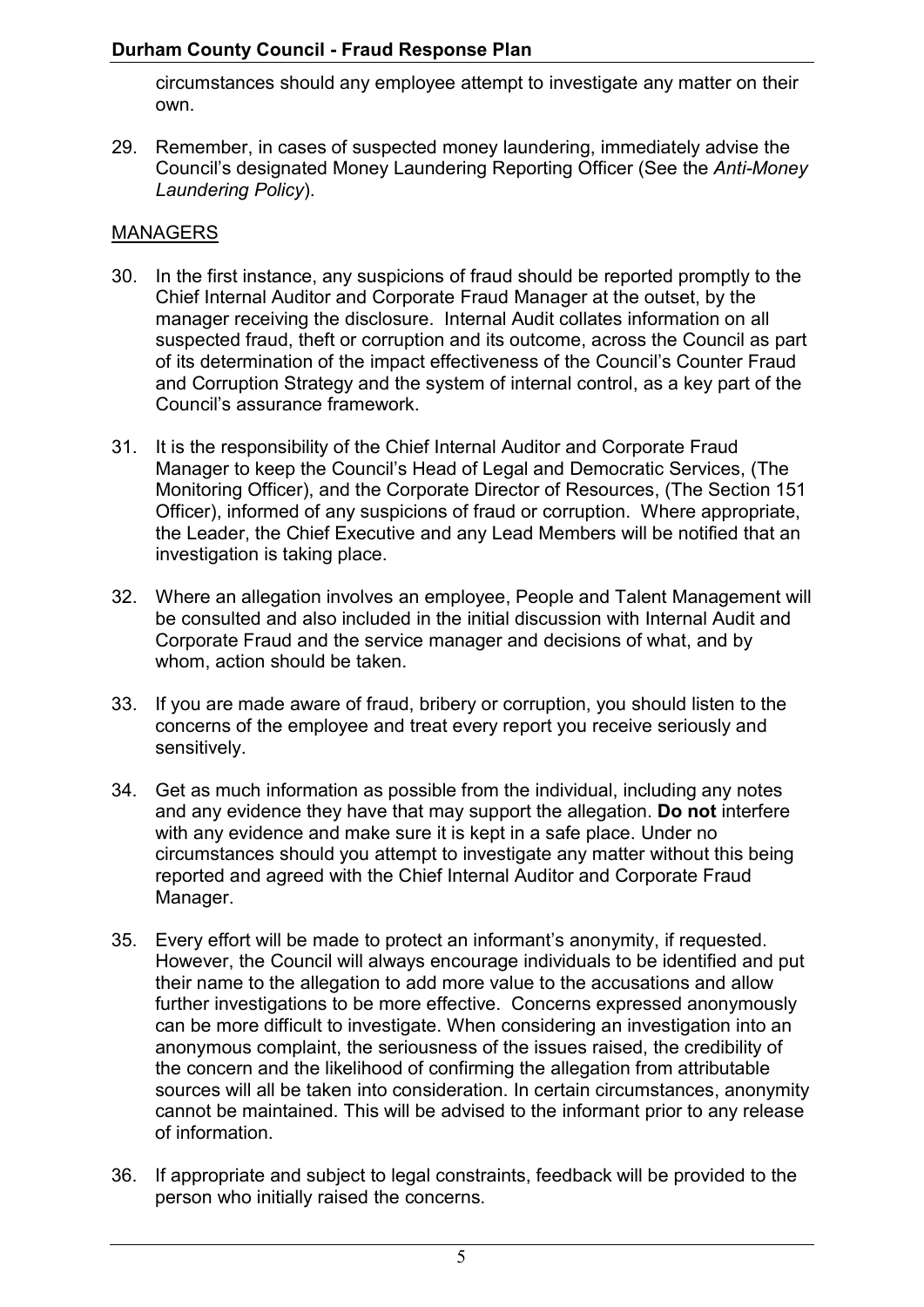circumstances should any employee attempt to investigate any matter on their own.

29. Remember, in cases of suspected money laundering, immediately advise the Council's designated Money Laundering Reporting Officer (See the *Anti-Money Laundering Policy*).

## MANAGERS

30. In the first instance, any suspicions of fraud should be reported promptly to the Chief Internal Auditor and Corporate Fraud Manager at the outset, by the manager receiving the disclosure. Internal Audit collates information on all suspected fraud, theft or corruption and its outcome, across the Council as part of its determination of the impact effectiveness of the Council's Counter Fraud and Corruption Strategy and the system of internal control, as a key part of the Council's assurance framework.

31. It is the responsibility of the Chief Internal Auditor and Corporate Fraud Manager to keep the Council's Head of Legal and Democratic Services, (The Monitoring Officer), and the Corporate Director of Resources, (The Section 151 Officer), informed of any suspicions of fraud or corruption. Where appropriate, the Leader, the Chief Executive and any Lead Members will be notified that an investigation is taking place.

32. Where an allegation involves an employee, People and Talent Management will be consulted and also included in the initial discussion with Internal Audit and Corporate Fraud and the service manager and decisions of what, and by whom, action should be taken.

33. If you are made aware of fraud, bribery or corruption, you should listen to the concerns of the employee and treat every report you receive seriously and sensitively.

34. Get as much information as possible from the individual, including any notes and any evidence they have that may support the allegation. **Do not** interfere with any evidence and make sure it is kept in a safe place. Under no circumstances should you attempt to investigate any matter without this being reported and agreed with the Chief Internal Auditor and Corporate Fraud Manager.

35. Every effort will be made to protect an informant's anonymity, if requested. However, the Council will always encourage individuals to be identified and put their name to the allegation to add more value to the accusations and allow further investigations to be more effective. Concerns expressed anonymously can be more difficult to investigate. When considering an investigation into an anonymous complaint, the seriousness of the issues raised, the credibility of the concern and the likelihood of confirming the allegation from attributable sources will all be taken into consideration. In certain circumstances, anonymity cannot be maintained. This will be advised to the informant prior to any release of information.

36. If appropriate and subject to legal constraints, feedback will be provided to the person who initially raised the concerns.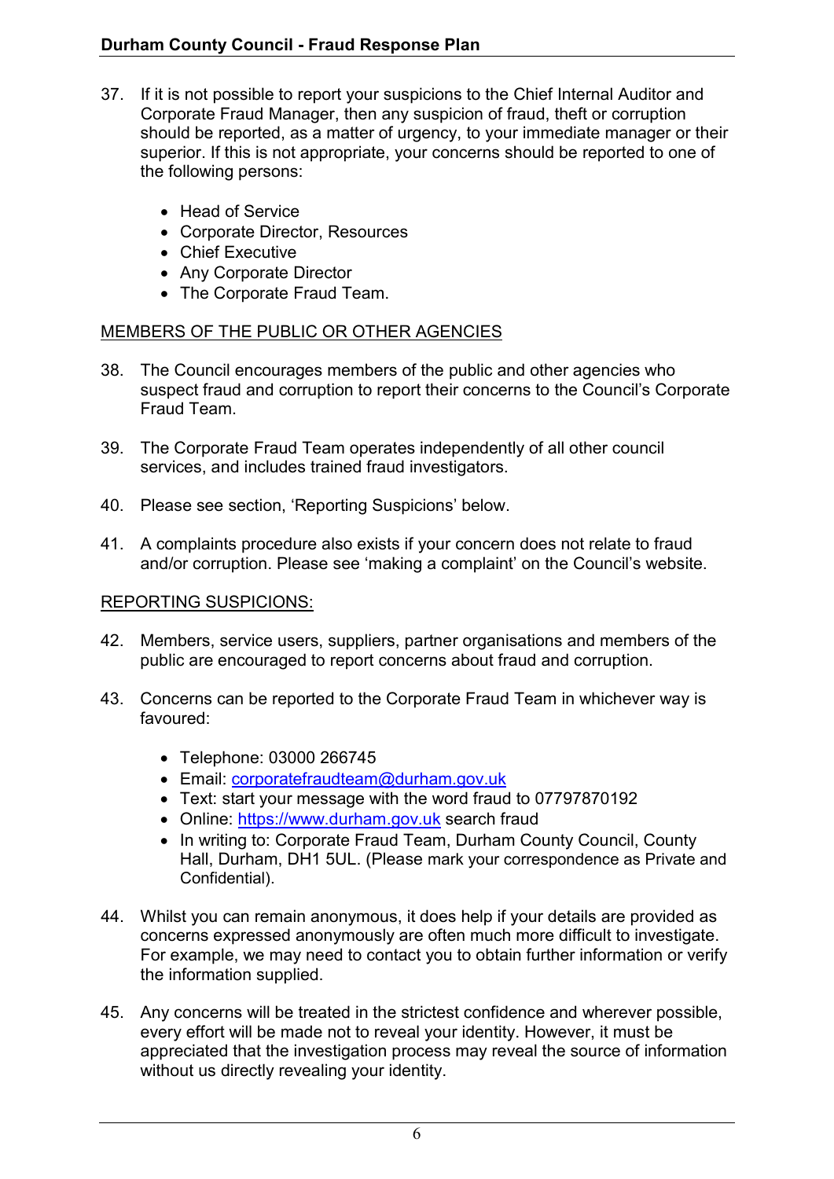37. If it is not possible to report your suspicions to the Chief Internal Auditor and Corporate Fraud Manager, then any suspicion of fraud, theft or corruption should be reported, as a matter of urgency, to your immediate manager or their superior. If this is not appropriate, your concerns should be reported to one of the following persons:

    - Head of Service
    - Corporate Director, Resources
    - Chief Executive
    - Any Corporate Director
    - The Corporate Fraud Team.

## MEMBERS OF THE PUBLIC OR OTHER AGENCIES

38. The Council encourages members of the public and other agencies who suspect fraud and corruption to report their concerns to the Council's Corporate Fraud Team.

39. The Corporate Fraud Team operates independently of all other council services, and includes trained fraud investigators.

40. Please see section, 'Reporting Suspicions' below.

41. A complaints procedure also exists if your concern does not relate to fraud and/or corruption. Please see 'making a complaint' on the Council's website.

## REPORTING SUSPICIONS:

42. Members, service users, suppliers, partner organisations and members of the public are encouraged to report concerns about fraud and corruption.

43. Concerns can be reported to the Corporate Fraud Team in whichever way is favoured:

    - Telephone: 03000 266745
    - Email: corporatefraudteam@durham.gov.uk
    - Text: start your message with the word fraud to 07797870192
    - Online: https://www.durham.gov.uk search fraud
    - In writing to: Corporate Fraud Team, Durham County Council, County Hall, Durham, DH1 5UL. (Please mark your correspondence as Private and Confidential).

44. Whilst you can remain anonymous, it does help if your details are provided as concerns expressed anonymously are often much more difficult to investigate. For example, we may need to contact you to obtain further information or verify the information supplied.

45. Any concerns will be treated in the strictest confidence and wherever possible, every effort will be made not to reveal your identity. However, it must be appreciated that the investigation process may reveal the source of information without us directly revealing your identity.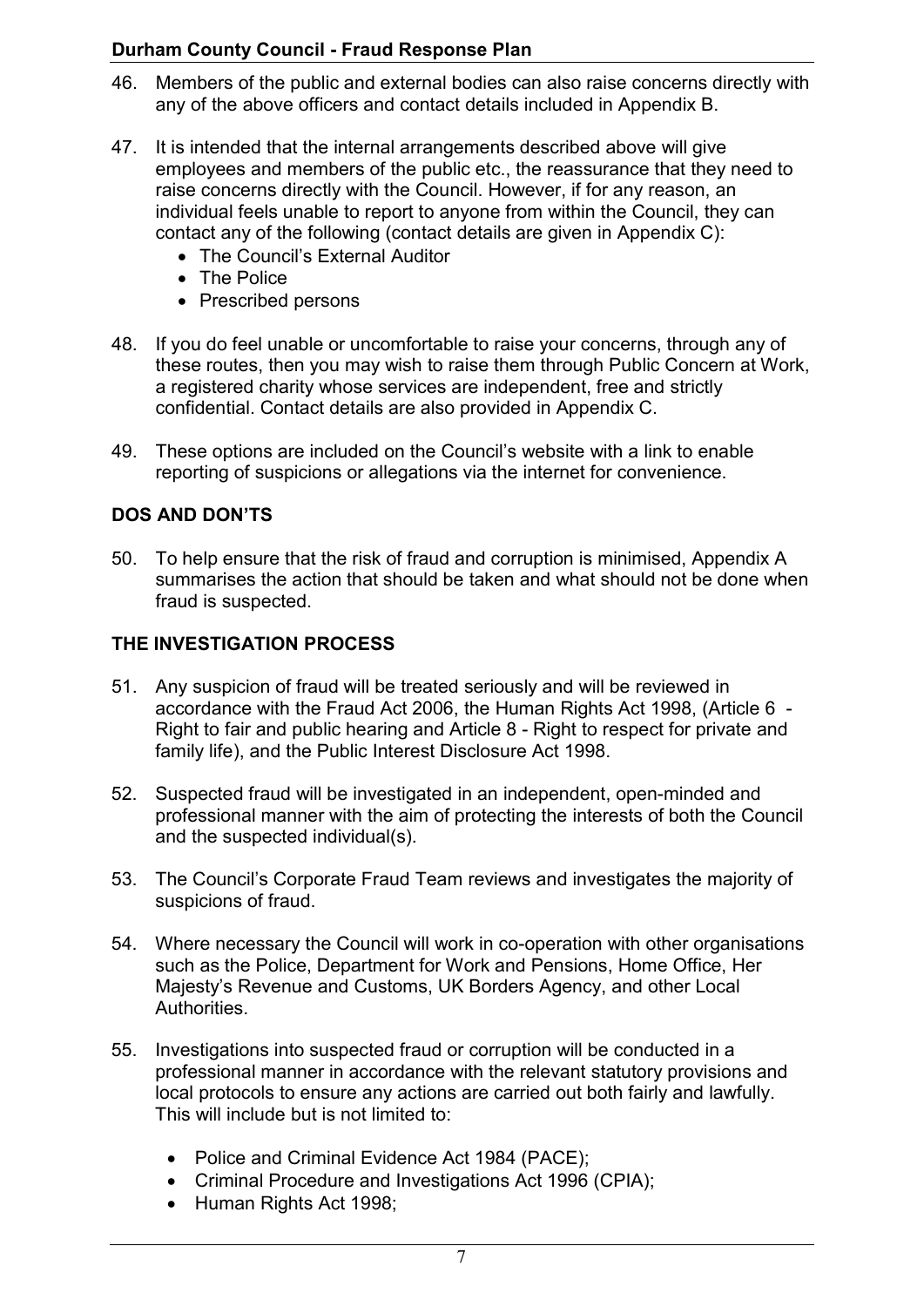46. Members of the public and external bodies can also raise concerns directly with any of the above officers and contact details included in Appendix B.

47. It is intended that the internal arrangements described above will give employees and members of the public etc., the reassurance that they need to raise concerns directly with the Council. However, if for any reason, an individual feels unable to report to anyone from within the Council, they can contact any of the following (contact details are given in Appendix C):
    - The Council's External Auditor
    - The Police
    - Prescribed persons

48. If you do feel unable or uncomfortable to raise your concerns, through any of these routes, then you may wish to raise them through Public Concern at Work, a registered charity whose services are independent, free and strictly confidential. Contact details are also provided in Appendix C.

49. These options are included on the Council's website with a link to enable reporting of suspicions or allegations via the internet for convenience.

## DOS AND DON'TS

50. To help ensure that the risk of fraud and corruption is minimised, Appendix A summarises the action that should be taken and what should not be done when fraud is suspected.

## THE INVESTIGATION PROCESS

51. Any suspicion of fraud will be treated seriously and will be reviewed in accordance with the Fraud Act 2006, the Human Rights Act 1998, (Article 6 - Right to fair and public hearing and Article 8 - Right to respect for private and family life), and the Public Interest Disclosure Act 1998.

52. Suspected fraud will be investigated in an independent, open-minded and professional manner with the aim of protecting the interests of both the Council and the suspected individual(s).

53. The Council's Corporate Fraud Team reviews and investigates the majority of suspicions of fraud.

54. Where necessary the Council will work in co-operation with other organisations such as the Police, Department for Work and Pensions, Home Office, Her Majesty's Revenue and Customs, UK Borders Agency, and other Local Authorities.

55. Investigations into suspected fraud or corruption will be conducted in a professional manner in accordance with the relevant statutory provisions and local protocols to ensure any actions are carried out both fairly and lawfully. This will include but is not limited to:
    - Police and Criminal Evidence Act 1984 (PACE);
    - Criminal Procedure and Investigations Act 1996 (CPIA);
    - Human Rights Act 1998;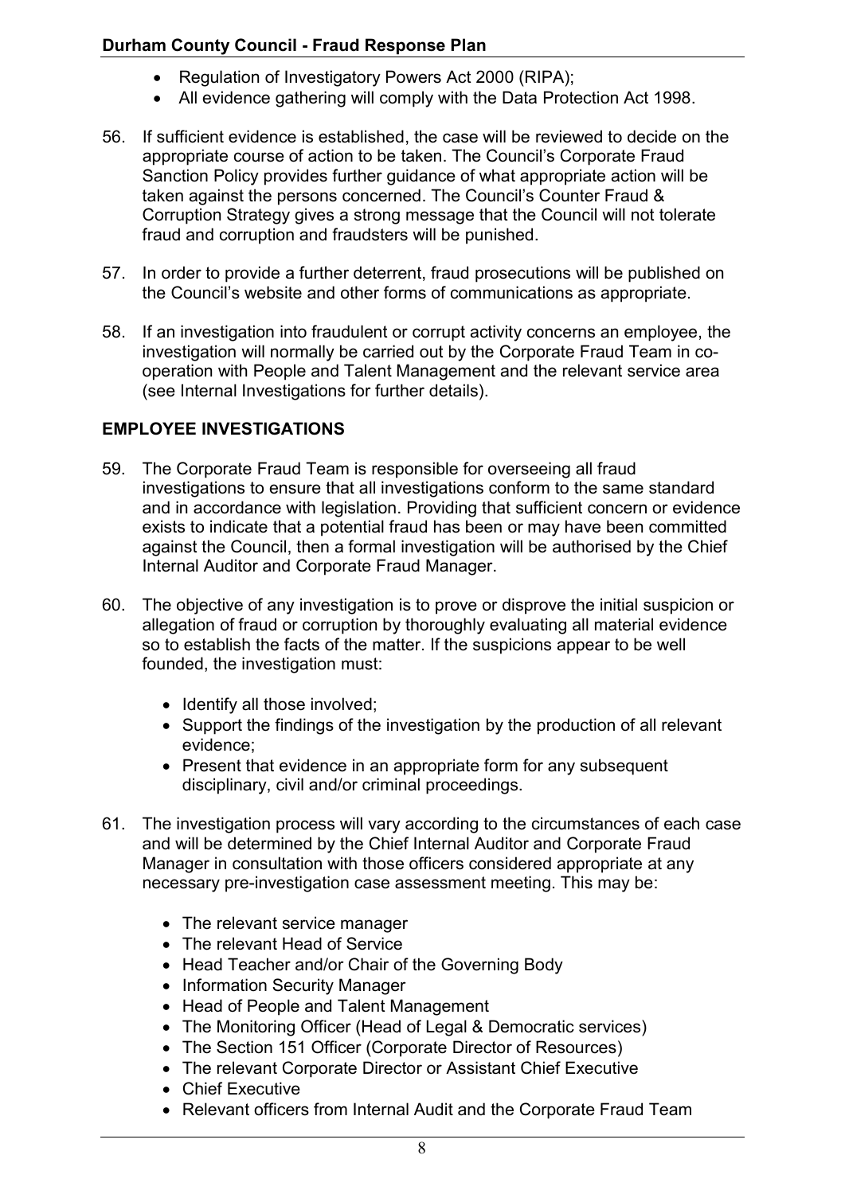- Regulation of Investigatory Powers Act 2000 (RIPA);
- All evidence gathering will comply with the Data Protection Act 1998.

56. If sufficient evidence is established, the case will be reviewed to decide on the appropriate course of action to be taken. The Council's Corporate Fraud Sanction Policy provides further guidance of what appropriate action will be taken against the persons concerned. The Council's Counter Fraud & Corruption Strategy gives a strong message that the Council will not tolerate fraud and corruption and fraudsters will be punished.

57. In order to provide a further deterrent, fraud prosecutions will be published on the Council's website and other forms of communications as appropriate.

58. If an investigation into fraudulent or corrupt activity concerns an employee, the investigation will normally be carried out by the Corporate Fraud Team in co-operation with People and Talent Management and the relevant service area (see Internal Investigations for further details).

## EMPLOYEE INVESTIGATIONS

59. The Corporate Fraud Team is responsible for overseeing all fraud investigations to ensure that all investigations conform to the same standard and in accordance with legislation. Providing that sufficient concern or evidence exists to indicate that a potential fraud has been or may have been committed against the Council, then a formal investigation will be authorised by the Chief Internal Auditor and Corporate Fraud Manager.

60. The objective of any investigation is to prove or disprove the initial suspicion or allegation of fraud or corruption by thoroughly evaluating all material evidence so to establish the facts of the matter. If the suspicions appear to be well founded, the investigation must:

    - Identify all those involved;
    - Support the findings of the investigation by the production of all relevant evidence;
    - Present that evidence in an appropriate form for any subsequent disciplinary, civil and/or criminal proceedings.

61. The investigation process will vary according to the circumstances of each case and will be determined by the Chief Internal Auditor and Corporate Fraud Manager in consultation with those officers considered appropriate at any necessary pre-investigation case assessment meeting. This may be:

    - The relevant service manager
    - The relevant Head of Service
    - Head Teacher and/or Chair of the Governing Body
    - Information Security Manager
    - Head of People and Talent Management
    - The Monitoring Officer (Head of Legal & Democratic services)
    - The Section 151 Officer (Corporate Director of Resources)
    - The relevant Corporate Director or Assistant Chief Executive
    - Chief Executive
    - Relevant officers from Internal Audit and the Corporate Fraud Team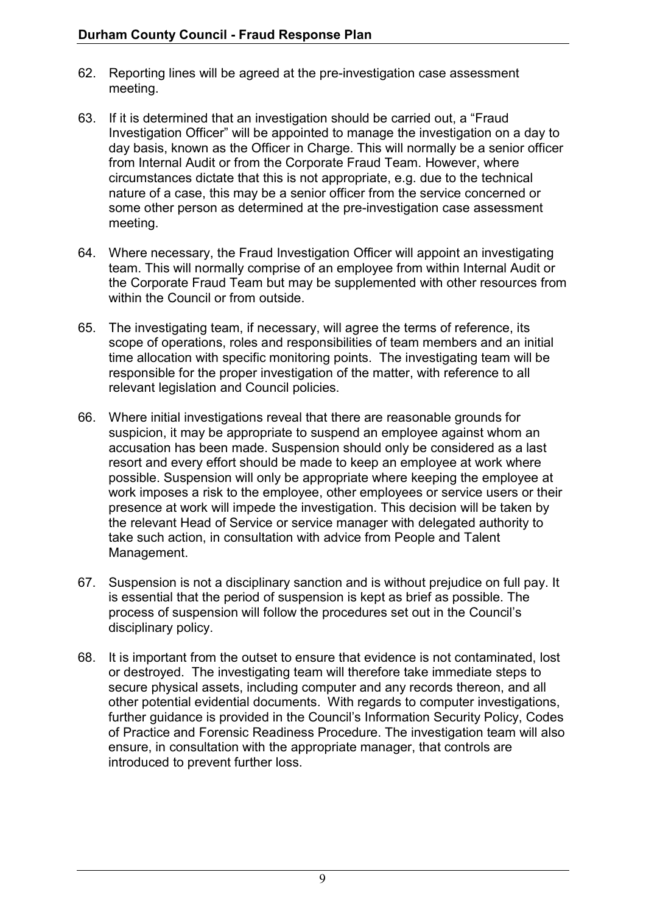62. Reporting lines will be agreed at the pre-investigation case assessment meeting.

63. If it is determined that an investigation should be carried out, a "Fraud Investigation Officer" will be appointed to manage the investigation on a day to day basis, known as the Officer in Charge. This will normally be a senior officer from Internal Audit or from the Corporate Fraud Team. However, where circumstances dictate that this is not appropriate, e.g. due to the technical nature of a case, this may be a senior officer from the service concerned or some other person as determined at the pre-investigation case assessment meeting.

64. Where necessary, the Fraud Investigation Officer will appoint an investigating team. This will normally comprise of an employee from within Internal Audit or the Corporate Fraud Team but may be supplemented with other resources from within the Council or from outside.

65. The investigating team, if necessary, will agree the terms of reference, its scope of operations, roles and responsibilities of team members and an initial time allocation with specific monitoring points. The investigating team will be responsible for the proper investigation of the matter, with reference to all relevant legislation and Council policies.

66. Where initial investigations reveal that there are reasonable grounds for suspicion, it may be appropriate to suspend an employee against whom an accusation has been made. Suspension should only be considered as a last resort and every effort should be made to keep an employee at work where possible. Suspension will only be appropriate where keeping the employee at work imposes a risk to the employee, other employees or service users or their presence at work will impede the investigation. This decision will be taken by the relevant Head of Service or service manager with delegated authority to take such action, in consultation with advice from People and Talent Management.

67. Suspension is not a disciplinary sanction and is without prejudice on full pay. It is essential that the period of suspension is kept as brief as possible. The process of suspension will follow the procedures set out in the Council's disciplinary policy.

68. It is important from the outset to ensure that evidence is not contaminated, lost or destroyed. The investigating team will therefore take immediate steps to secure physical assets, including computer and any records thereon, and all other potential evidential documents. With regards to computer investigations, further guidance is provided in the Council's Information Security Policy, Codes of Practice and Forensic Readiness Procedure. The investigation team will also ensure, in consultation with the appropriate manager, that controls are introduced to prevent further loss.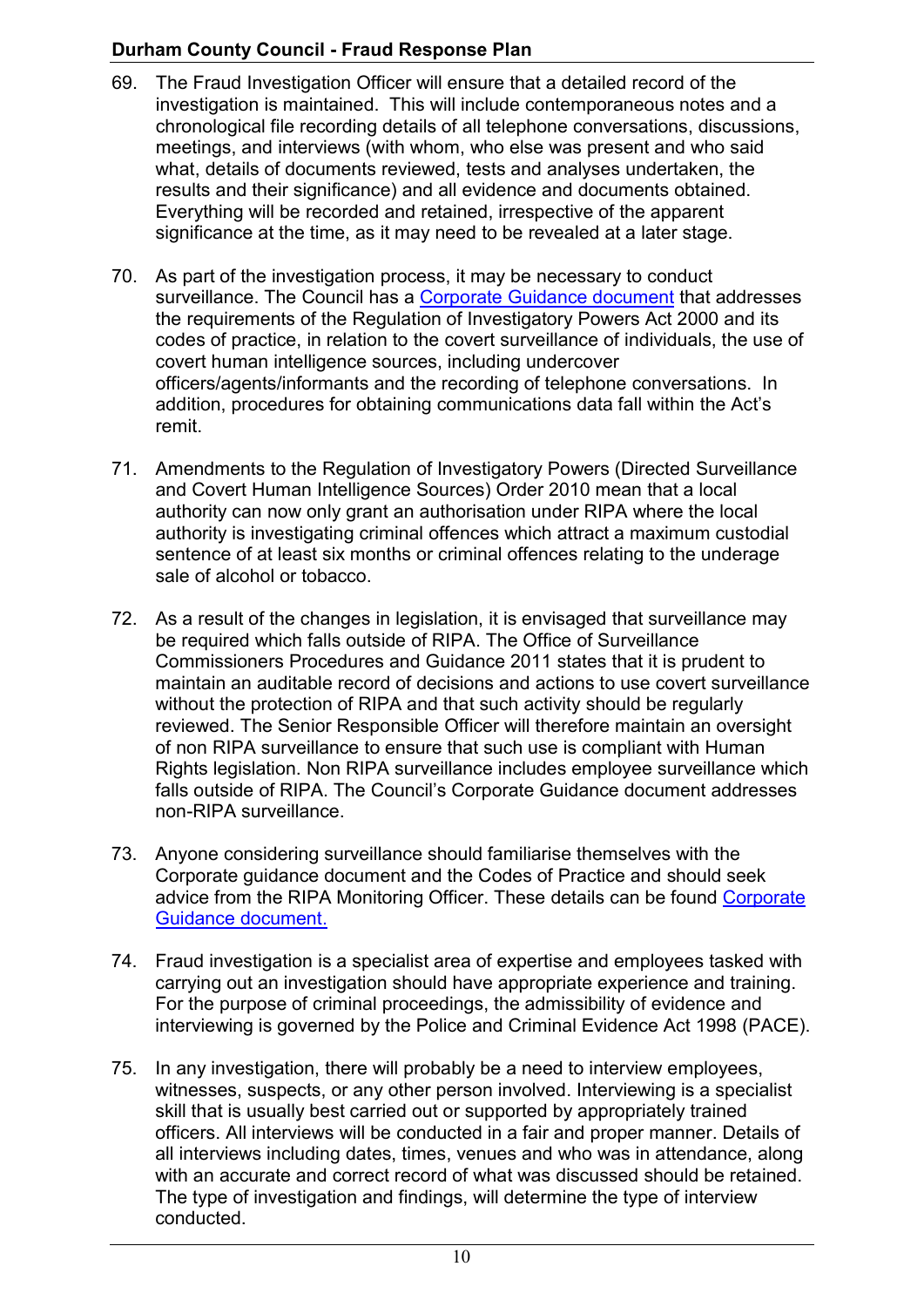69. The Fraud Investigation Officer will ensure that a detailed record of the investigation is maintained. This will include contemporaneous notes and a chronological file recording details of all telephone conversations, discussions, meetings, and interviews (with whom, who else was present and who said what, details of documents reviewed, tests and analyses undertaken, the results and their significance) and all evidence and documents obtained. Everything will be recorded and retained, irrespective of the apparent significance at the time, as it may need to be revealed at a later stage.

70. As part of the investigation process, it may be necessary to conduct surveillance. The Council has a Corporate Guidance document that addresses the requirements of the Regulation of Investigatory Powers Act 2000 and its codes of practice, in relation to the covert surveillance of individuals, the use of covert human intelligence sources, including undercover officers/agents/informants and the recording of telephone conversations. In addition, procedures for obtaining communications data fall within the Act's remit.

71. Amendments to the Regulation of Investigatory Powers (Directed Surveillance and Covert Human Intelligence Sources) Order 2010 mean that a local authority can now only grant an authorisation under RIPA where the local authority is investigating criminal offences which attract a maximum custodial sentence of at least six months or criminal offences relating to the underage sale of alcohol or tobacco.

72. As a result of the changes in legislation, it is envisaged that surveillance may be required which falls outside of RIPA. The Office of Surveillance Commissioners Procedures and Guidance 2011 states that it is prudent to maintain an auditable record of decisions and actions to use covert surveillance without the protection of RIPA and that such activity should be regularly reviewed. The Senior Responsible Officer will therefore maintain an oversight of non RIPA surveillance to ensure that such use is compliant with Human Rights legislation. Non RIPA surveillance includes employee surveillance which falls outside of RIPA. The Council's Corporate Guidance document addresses non-RIPA surveillance.

73. Anyone considering surveillance should familiarise themselves with the Corporate guidance document and the Codes of Practice and should seek advice from the RIPA Monitoring Officer. These details can be found Corporate Guidance document.

74. Fraud investigation is a specialist area of expertise and employees tasked with carrying out an investigation should have appropriate experience and training. For the purpose of criminal proceedings, the admissibility of evidence and interviewing is governed by the Police and Criminal Evidence Act 1998 (PACE).

75. In any investigation, there will probably be a need to interview employees, witnesses, suspects, or any other person involved. Interviewing is a specialist skill that is usually best carried out or supported by appropriately trained officers. All interviews will be conducted in a fair and proper manner. Details of all interviews including dates, times, venues and who was in attendance, along with an accurate and correct record of what was discussed should be retained. The type of investigation and findings, will determine the type of interview conducted.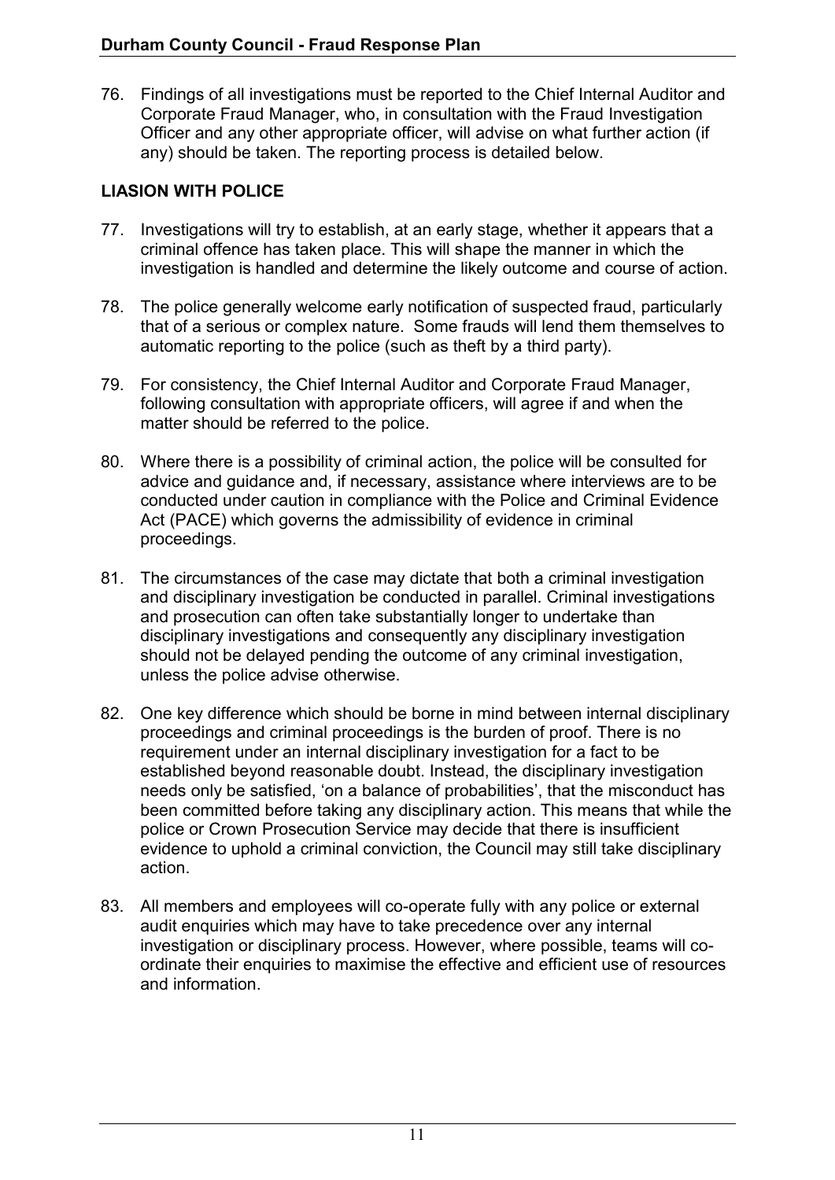76. Findings of all investigations must be reported to the Chief Internal Auditor and Corporate Fraud Manager, who, in consultation with the Fraud Investigation Officer and any other appropriate officer, will advise on what further action (if any) should be taken. The reporting process is detailed below.

## LIASION WITH POLICE

77. Investigations will try to establish, at an early stage, whether it appears that a criminal offence has taken place. This will shape the manner in which the investigation is handled and determine the likely outcome and course of action.

78. The police generally welcome early notification of suspected fraud, particularly that of a serious or complex nature. Some frauds will lend them themselves to automatic reporting to the police (such as theft by a third party).

79. For consistency, the Chief Internal Auditor and Corporate Fraud Manager, following consultation with appropriate officers, will agree if and when the matter should be referred to the police.

80. Where there is a possibility of criminal action, the police will be consulted for advice and guidance and, if necessary, assistance where interviews are to be conducted under caution in compliance with the Police and Criminal Evidence Act (PACE) which governs the admissibility of evidence in criminal proceedings.

81. The circumstances of the case may dictate that both a criminal investigation and disciplinary investigation be conducted in parallel. Criminal investigations and prosecution can often take substantially longer to undertake than disciplinary investigations and consequently any disciplinary investigation should not be delayed pending the outcome of any criminal investigation, unless the police advise otherwise.

82. One key difference which should be borne in mind between internal disciplinary proceedings and criminal proceedings is the burden of proof. There is no requirement under an internal disciplinary investigation for a fact to be established beyond reasonable doubt. Instead, the disciplinary investigation needs only be satisfied, 'on a balance of probabilities', that the misconduct has been committed before taking any disciplinary action. This means that while the police or Crown Prosecution Service may decide that there is insufficient evidence to uphold a criminal conviction, the Council may still take disciplinary action.

83. All members and employees will co-operate fully with any police or external audit enquiries which may have to take precedence over any internal investigation or disciplinary process. However, where possible, teams will co-ordinate their enquiries to maximise the effective and efficient use of resources and information.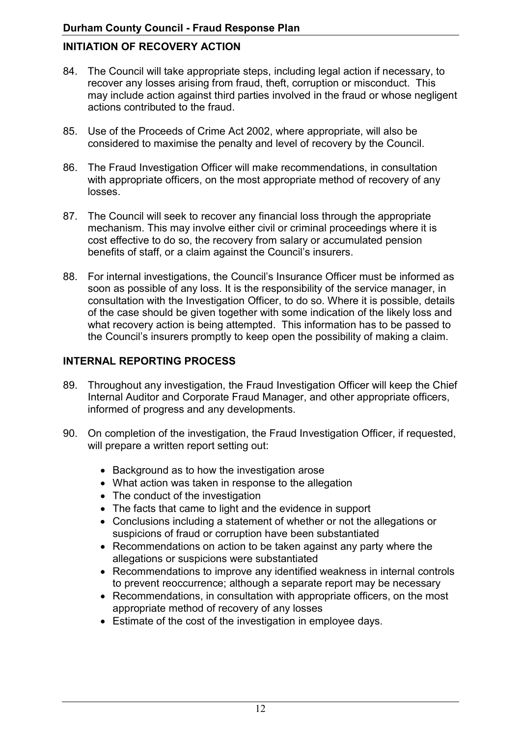## INITIATION OF RECOVERY ACTION

84. The Council will take appropriate steps, including legal action if necessary, to recover any losses arising from fraud, theft, corruption or misconduct. This may include action against third parties involved in the fraud or whose negligent actions contributed to the fraud.

85. Use of the Proceeds of Crime Act 2002, where appropriate, will also be considered to maximise the penalty and level of recovery by the Council.

86. The Fraud Investigation Officer will make recommendations, in consultation with appropriate officers, on the most appropriate method of recovery of any losses.

87. The Council will seek to recover any financial loss through the appropriate mechanism. This may involve either civil or criminal proceedings where it is cost effective to do so, the recovery from salary or accumulated pension benefits of staff, or a claim against the Council's insurers.

88. For internal investigations, the Council's Insurance Officer must be informed as soon as possible of any loss. It is the responsibility of the service manager, in consultation with the Investigation Officer, to do so. Where it is possible, details of the case should be given together with some indication of the likely loss and what recovery action is being attempted. This information has to be passed to the Council's insurers promptly to keep open the possibility of making a claim.

## INTERNAL REPORTING PROCESS

89. Throughout any investigation, the Fraud Investigation Officer will keep the Chief Internal Auditor and Corporate Fraud Manager, and other appropriate officers, informed of progress and any developments.

90. On completion of the investigation, the Fraud Investigation Officer, if requested, will prepare a written report setting out:

    - Background as to how the investigation arose
    - What action was taken in response to the allegation
    - The conduct of the investigation
    - The facts that came to light and the evidence in support
    - Conclusions including a statement of whether or not the allegations or suspicions of fraud or corruption have been substantiated
    - Recommendations on action to be taken against any party where the allegations or suspicions were substantiated
    - Recommendations to improve any identified weakness in internal controls to prevent reoccurrence; although a separate report may be necessary
    - Recommendations, in consultation with appropriate officers, on the most appropriate method of recovery of any losses
    - Estimate of the cost of the investigation in employee days.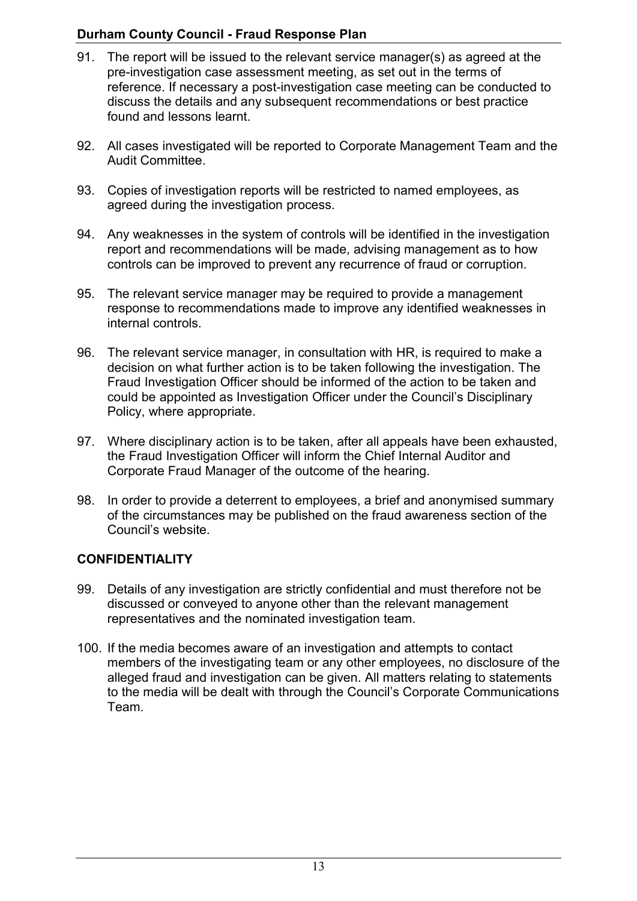91. The report will be issued to the relevant service manager(s) as agreed at the pre-investigation case assessment meeting, as set out in the terms of reference. If necessary a post-investigation case meeting can be conducted to discuss the details and any subsequent recommendations or best practice found and lessons learnt.

92. All cases investigated will be reported to Corporate Management Team and the Audit Committee.

93. Copies of investigation reports will be restricted to named employees, as agreed during the investigation process.

94. Any weaknesses in the system of controls will be identified in the investigation report and recommendations will be made, advising management as to how controls can be improved to prevent any recurrence of fraud or corruption.

95. The relevant service manager may be required to provide a management response to recommendations made to improve any identified weaknesses in internal controls.

96. The relevant service manager, in consultation with HR, is required to make a decision on what further action is to be taken following the investigation. The Fraud Investigation Officer should be informed of the action to be taken and could be appointed as Investigation Officer under the Council's Disciplinary Policy, where appropriate.

97. Where disciplinary action is to be taken, after all appeals have been exhausted, the Fraud Investigation Officer will inform the Chief Internal Auditor and Corporate Fraud Manager of the outcome of the hearing.

98. In order to provide a deterrent to employees, a brief and anonymised summary of the circumstances may be published on the fraud awareness section of the Council's website.

## CONFIDENTIALITY

99. Details of any investigation are strictly confidential and must therefore not be discussed or conveyed to anyone other than the relevant management representatives and the nominated investigation team.

100. If the media becomes aware of an investigation and attempts to contact members of the investigating team or any other employees, no disclosure of the alleged fraud and investigation can be given. All matters relating to statements to the media will be dealt with through the Council's Corporate Communications Team.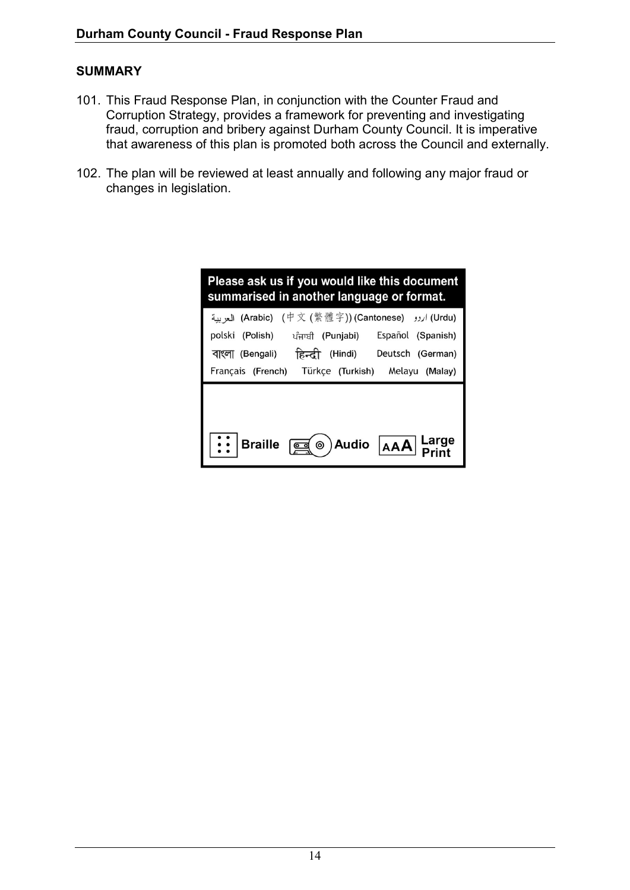## SUMMARY

101. This Fraud Response Plan, in conjunction with the Counter Fraud and Corruption Strategy, provides a framework for preventing and investigating fraud, corruption and bribery against Durham County Council. It is imperative that awareness of this plan is promoted both across the Council and externally.

102. The plan will be reviewed at least annually and following any major fraud or changes in legislation.

**Please ask us if you would like this document summarised in another language or format.**

العربية (Arabic) (中文 (繁體字)) (Cantonese) اردو (Urdu)
polski (Polish) ਪੰਜਾਬੀ (Punjabi) Español (Spanish)
বাংলা (Bengali) हिन्दी (Hindi) Deutsch (German)
Français (French) Türkçe (Turkish) Melayu (Malay)

**Braille** **Audio** **Large Print**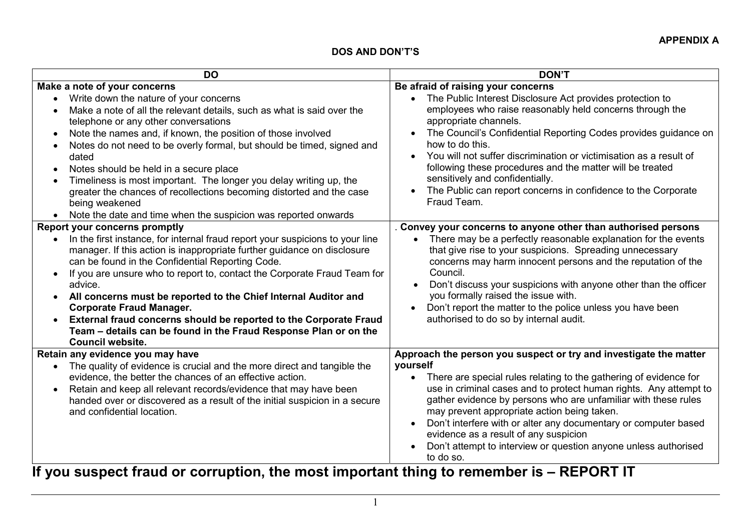**APPENDIX A**

## DOS AND DON'T'S

| DO | DON'T |
|---|---|
| **Make a note of your concerns**<br>• Write down the nature of your concerns<br>• Make a note of all the relevant details, such as what is said over the telephone or any other conversations<br>• Note the names and, if known, the position of those involved<br>• Notes do not need to be overly formal, but should be timed, signed and dated<br>• Notes should be held in a secure place<br>• Timeliness is most important. The longer you delay writing up, the greater the chances of recollections becoming distorted and the case being weakened<br>• Note the date and time when the suspicion was reported onwards | **Be afraid of raising your concerns**<br>• The Public Interest Disclosure Act provides protection to employees who raise reasonably held concerns through the appropriate channels.<br>• The Council's Confidential Reporting Codes provides guidance on how to do this.<br>• You will not suffer discrimination or victimisation as a result of following these procedures and the matter will be treated sensitively and confidentially.<br>• The Public can report concerns in confidence to the Corporate Fraud Team. |
| **Report your concerns promptly**<br>• In the first instance, for internal fraud report your suspicions to your line manager. If this action is inappropriate further guidance on disclosure can be found in the Confidential Reporting Code.<br>• If you are unsure who to report to, contact the Corporate Fraud Team for advice.<br>• **All concerns must be reported to the Chief Internal Auditor and Corporate Fraud Manager.**<br>• **External fraud concerns should be reported to the Corporate Fraud Team – details can be found in the Fraud Response Plan or on the Council website.** | . **Convey your concerns to anyone other than authorised persons**<br>• There may be a perfectly reasonable explanation for the events that give rise to your suspicions. Spreading unnecessary concerns may harm innocent persons and the reputation of the Council.<br>• Don't discuss your suspicions with anyone other than the officer you formally raised the issue with.<br>• Don't report the matter to the police unless you have been authorised to do so by internal audit. |
| **Retain any evidence you may have**<br>• The quality of evidence is crucial and the more direct and tangible the evidence, the better the chances of an effective action.<br>• Retain and keep all relevant records/evidence that may have been handed over or discovered as a result of the initial suspicion in a secure and confidential location. | **Approach the person you suspect or try and investigate the matter yourself**<br>• There are special rules relating to the gathering of evidence for use in criminal cases and to protect human rights. Any attempt to gather evidence by persons who are unfamiliar with these rules may prevent appropriate action being taken.<br>• Don't interfere with or alter any documentary or computer based evidence as a result of any suspicion<br>• Don't attempt to interview or question anyone unless authorised to do so. |

# If you suspect fraud or corruption, the most important thing to remember is – REPORT IT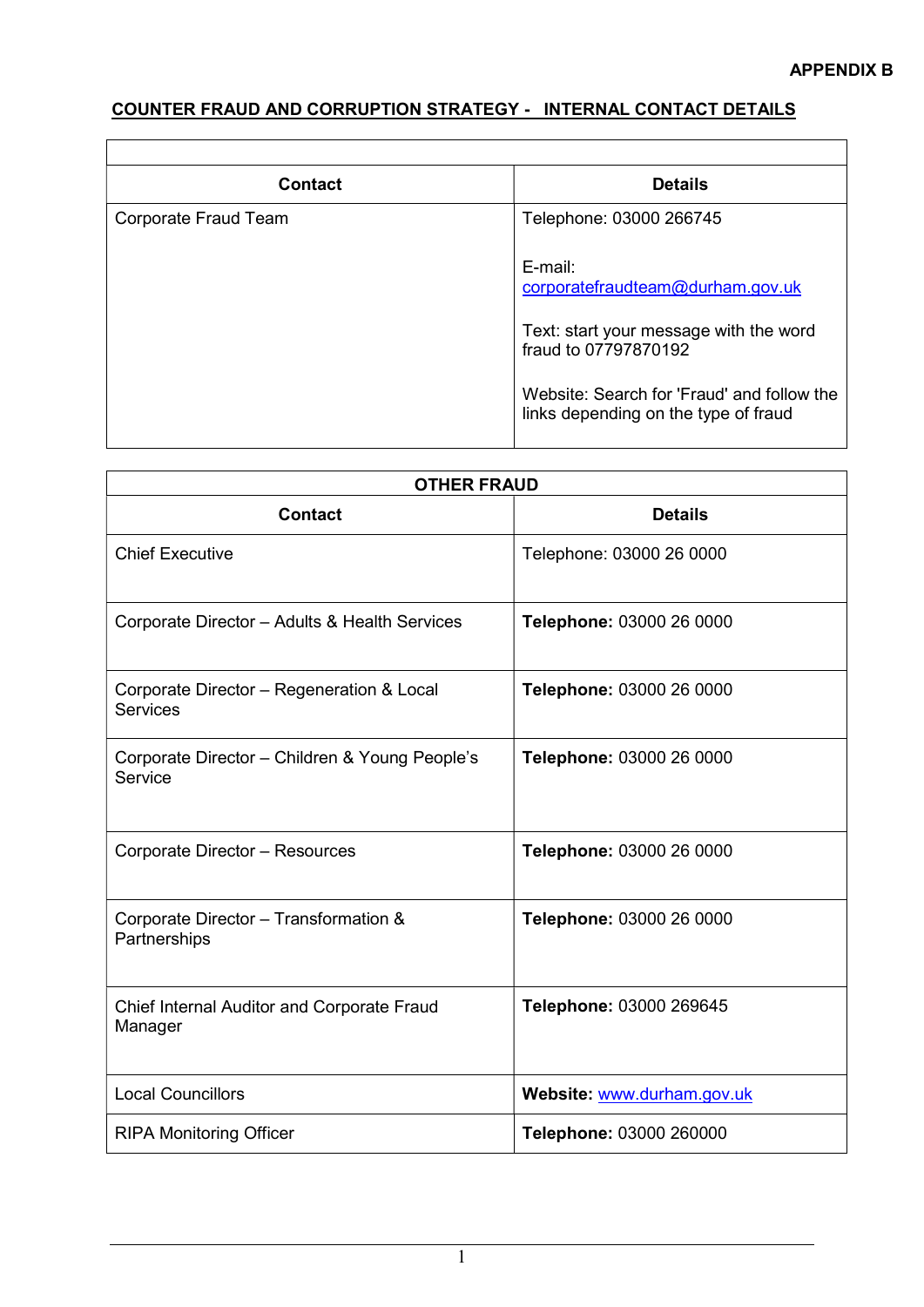**APPENDIX B**

## COUNTER FRAUD AND CORRUPTION STRATEGY - INTERNAL CONTACT DETAILS

| Contact | Details |
|---|---|
| Corporate Fraud Team | Telephone: 03000 266745<br><br>E-mail: corporatefraudteam@durham.gov.uk<br><br>Text: start your message with the word fraud to 07797870192<br><br>Website: Search for 'Fraud' and follow the links depending on the type of fraud |

| OTHER FRAUD | |
|---|---|
| **Contact** | **Details** |
| Chief Executive | Telephone: 03000 26 0000 |
| Corporate Director – Adults & Health Services | **Telephone:** 03000 26 0000 |
| Corporate Director – Regeneration & Local Services | **Telephone:** 03000 26 0000 |
| Corporate Director – Children & Young People's Service | **Telephone:** 03000 26 0000 |
| Corporate Director – Resources | **Telephone:** 03000 26 0000 |
| Corporate Director – Transformation & Partnerships | **Telephone:** 03000 26 0000 |
| Chief Internal Auditor and Corporate Fraud Manager | **Telephone:** 03000 269645 |
| Local Councillors | **Website:** www.durham.gov.uk |
| RIPA Monitoring Officer | **Telephone:** 03000 260000 |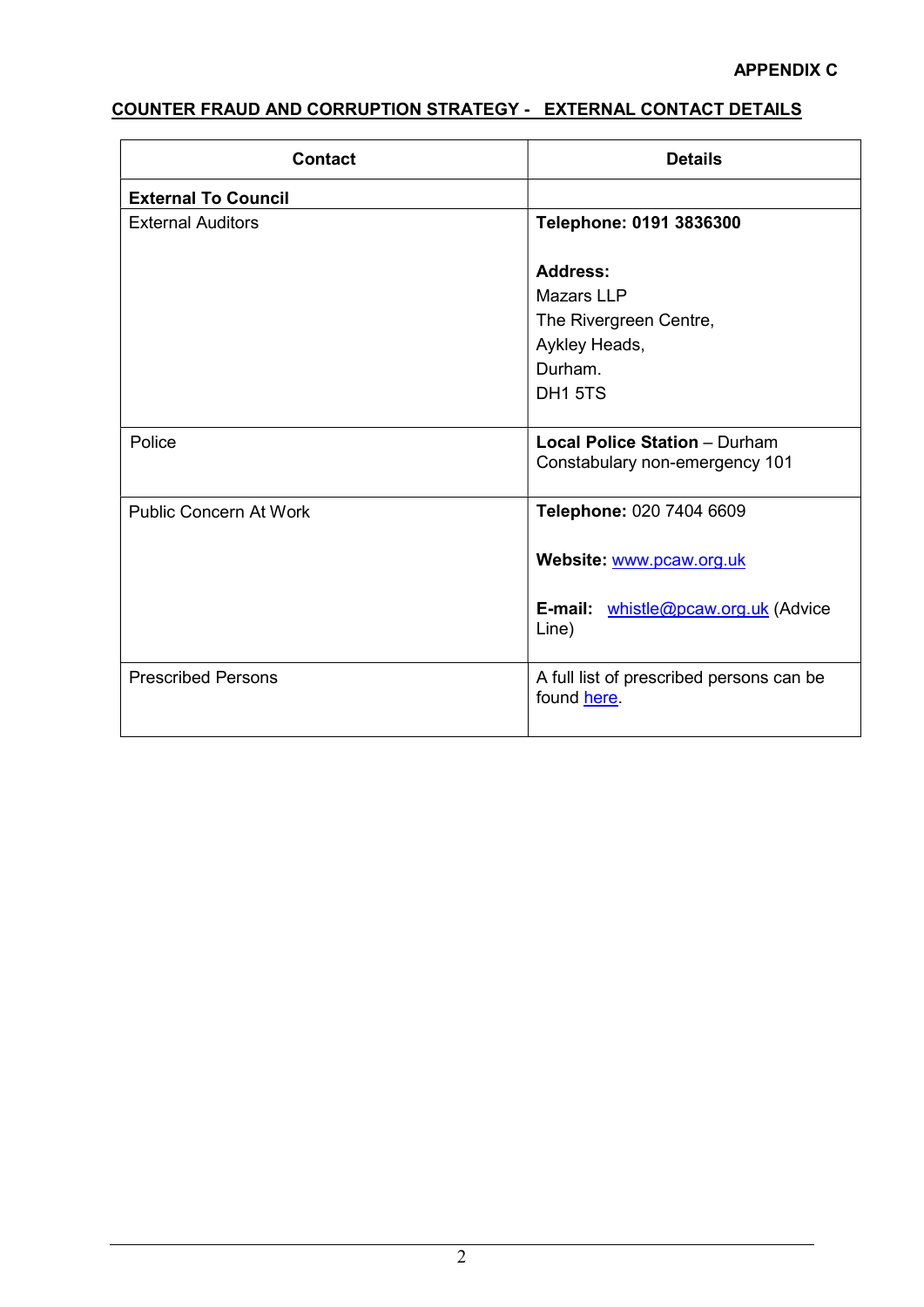**APPENDIX C**

## COUNTER FRAUD AND CORRUPTION STRATEGY - EXTERNAL CONTACT DETAILS

| Contact | Details |
|---|---|
| **External To Council** | |
| External Auditors | **Telephone: 0191 3836300**<br><br>**Address:**<br>Mazars LLP<br>The Rivergreen Centre,<br>Aykley Heads,<br>Durham.<br>DH1 5TS |
| Police | **Local Police Station** – Durham Constabulary non-emergency 101 |
| Public Concern At Work | **Telephone:** 020 7404 6609<br><br>**Website:** www.pcaw.org.uk<br><br>**E-mail:** whistle@pcaw.org.uk (Advice Line) |
| Prescribed Persons | A full list of prescribed persons can be found here. |